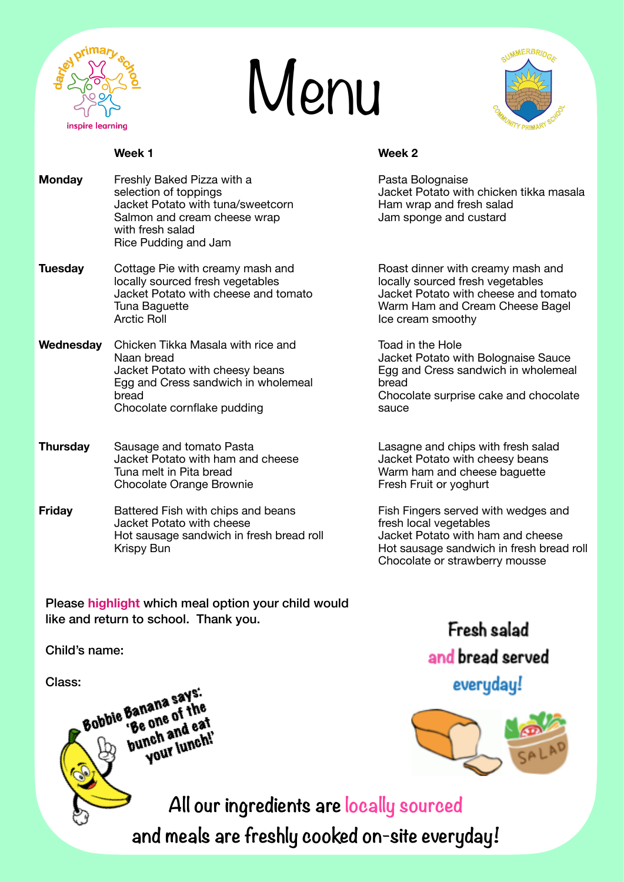# Menu

| | Week 1 | Week 2 |
|---|---|---|
| **Monday** | Freshly Baked Pizza with a selection of toppings<br>Jacket Potato with tuna/sweetcorn<br>Salmon and cream cheese wrap with fresh salad<br>Rice Pudding and Jam | Pasta Bolognaise<br>Jacket Potato with chicken tikka masala<br>Ham wrap and fresh salad<br>Jam sponge and custard |
| **Tuesday** | Cottage Pie with creamy mash and locally sourced fresh vegetables<br>Jacket Potato with cheese and tomato<br>Tuna Baguette<br>Arctic Roll | Roast dinner with creamy mash and locally sourced fresh vegetables<br>Jacket Potato with cheese and tomato<br>Warm Ham and Cream Cheese Bagel<br>Ice cream smoothy |
| **Wednesday** | Chicken Tikka Masala with rice and Naan bread<br>Jacket Potato with cheesy beans<br>Egg and Cress sandwich in wholemeal bread<br>Chocolate cornflake pudding | Toad in the Hole<br>Jacket Potato with Bolognaise Sauce<br>Egg and Cress sandwich in wholemeal bread<br>Chocolate surprise cake and chocolate sauce |
| **Thursday** | Sausage and tomato Pasta<br>Jacket Potato with ham and cheese<br>Tuna melt in Pita bread<br>Chocolate Orange Brownie | Lasagne and chips with fresh salad<br>Jacket Potato with cheesy beans<br>Warm ham and cheese baguette<br>Fresh Fruit or yoghurt |
| **Friday** | Battered Fish with chips and beans<br>Jacket Potato with cheese<br>Hot sausage sandwich in fresh bread roll<br>Krispy Bun | Fish Fingers served with wedges and fresh local vegetables<br>Jacket Potato with ham and cheese<br>Hot sausage sandwich in fresh bread roll<br>Chocolate or strawberry mousse |

Please **highlight** which meal option your child would like and return to school. Thank you.

Child's name:

Class:

Bobbie Banana says: 'Be one of the bunch and eat your lunch!'

Fresh salad and bread served everyday!

All our ingredients are locally sourced and meals are freshly cooked on-site everyday!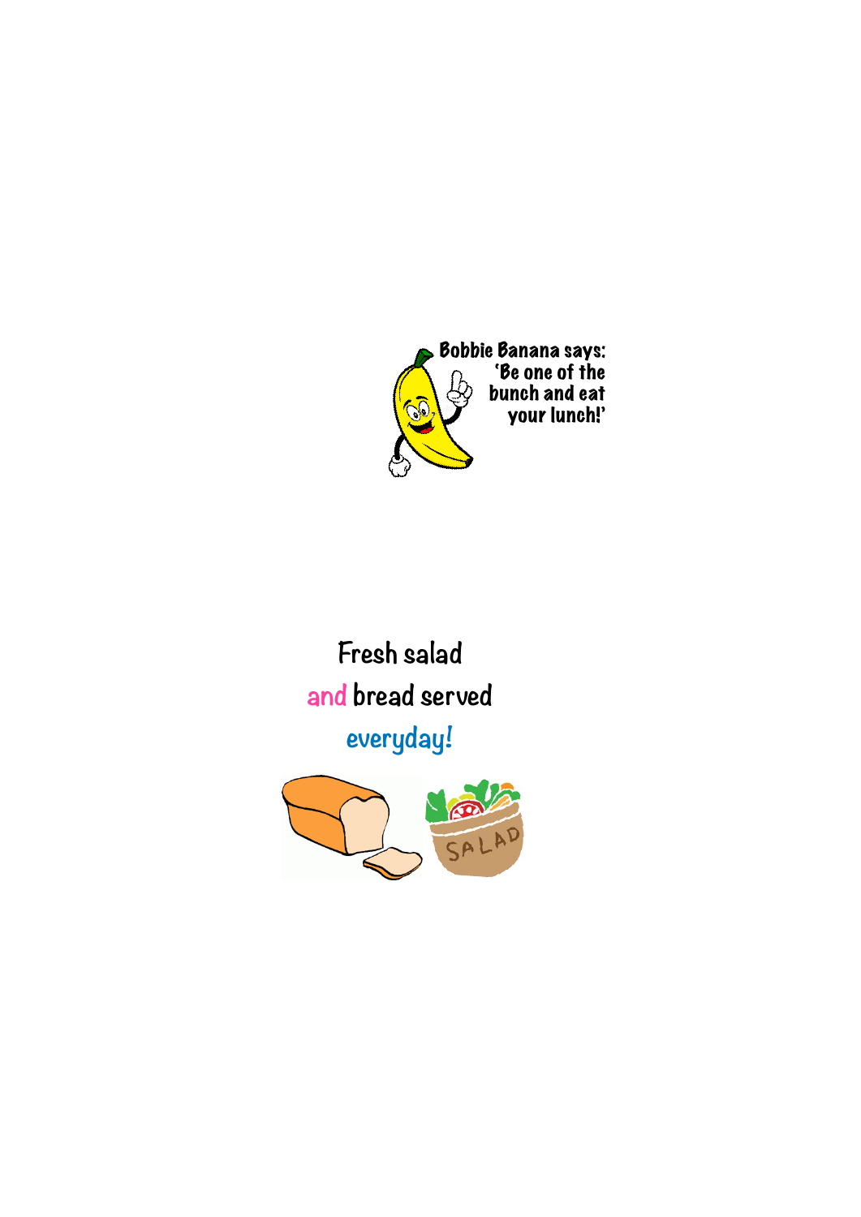Bobbie Banana says:
'Be one of the bunch and eat your lunch!'

Fresh salad
and bread served
everyday!

SALAD